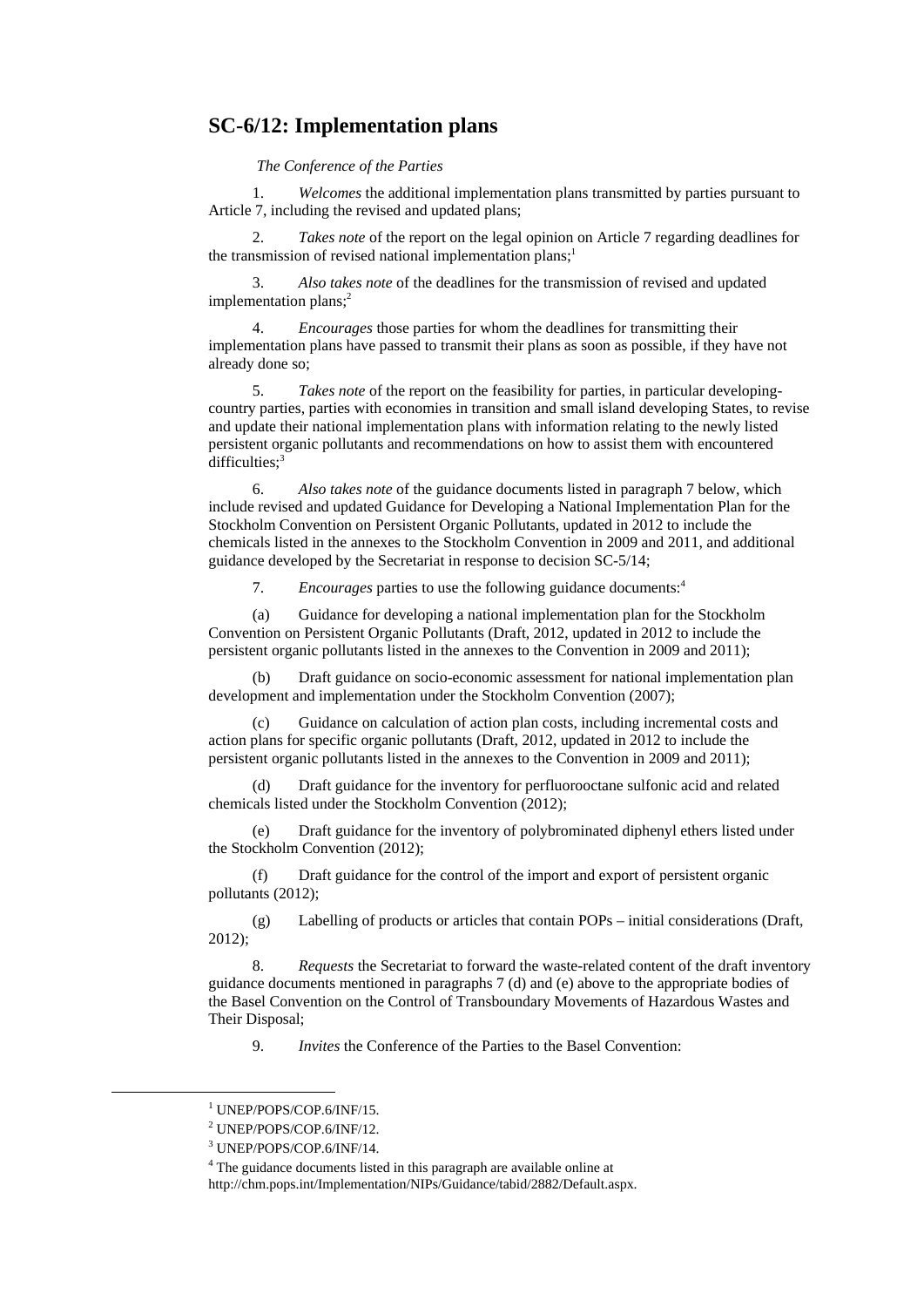## SC-6/12: Implementation plans

*The Conference of the Parties*

1. *Welcomes* the additional implementation plans transmitted by parties pursuant to Article 7, including the revised and updated plans;

2. *Takes note* of the report on the legal opinion on Article 7 regarding deadlines for the transmission of revised national implementation plans;[1]

3. *Also takes note* of the deadlines for the transmission of revised and updated implementation plans;[2]

4. *Encourages* those parties for whom the deadlines for transmitting their implementation plans have passed to transmit their plans as soon as possible, if they have not already done so;

5. *Takes note* of the report on the feasibility for parties, in particular developing-country parties, parties with economies in transition and small island developing States, to revise and update their national implementation plans with information relating to the newly listed persistent organic pollutants and recommendations on how to assist them with encountered difficulties;[3]

6. *Also takes note* of the guidance documents listed in paragraph 7 below, which include revised and updated Guidance for Developing a National Implementation Plan for the Stockholm Convention on Persistent Organic Pollutants, updated in 2012 to include the chemicals listed in the annexes to the Stockholm Convention in 2009 and 2011, and additional guidance developed by the Secretariat in response to decision SC-5/14;

7. *Encourages* parties to use the following guidance documents:[4]

(a) Guidance for developing a national implementation plan for the Stockholm Convention on Persistent Organic Pollutants (Draft, 2012, updated in 2012 to include the persistent organic pollutants listed in the annexes to the Convention in 2009 and 2011);

(b) Draft guidance on socio-economic assessment for national implementation plan development and implementation under the Stockholm Convention (2007);

(c) Guidance on calculation of action plan costs, including incremental costs and action plans for specific organic pollutants (Draft, 2012, updated in 2012 to include the persistent organic pollutants listed in the annexes to the Convention in 2009 and 2011);

(d) Draft guidance for the inventory for perfluorooctane sulfonic acid and related chemicals listed under the Stockholm Convention (2012);

(e) Draft guidance for the inventory of polybrominated diphenyl ethers listed under the Stockholm Convention (2012);

(f) Draft guidance for the control of the import and export of persistent organic pollutants (2012);

(g) Labelling of products or articles that contain POPs – initial considerations (Draft, 2012);

8. *Requests* the Secretariat to forward the waste-related content of the draft inventory guidance documents mentioned in paragraphs 7 (d) and (e) above to the appropriate bodies of the Basel Convention on the Control of Transboundary Movements of Hazardous Wastes and Their Disposal;

9. *Invites* the Conference of the Parties to the Basel Convention:

---

[1] UNEP/POPS/COP.6/INF/15.

[2] UNEP/POPS/COP.6/INF/12.

[3] UNEP/POPS/COP.6/INF/14.

[4] The guidance documents listed in this paragraph are available online at http://chm.pops.int/Implementation/NIPs/Guidance/tabid/2882/Default.aspx.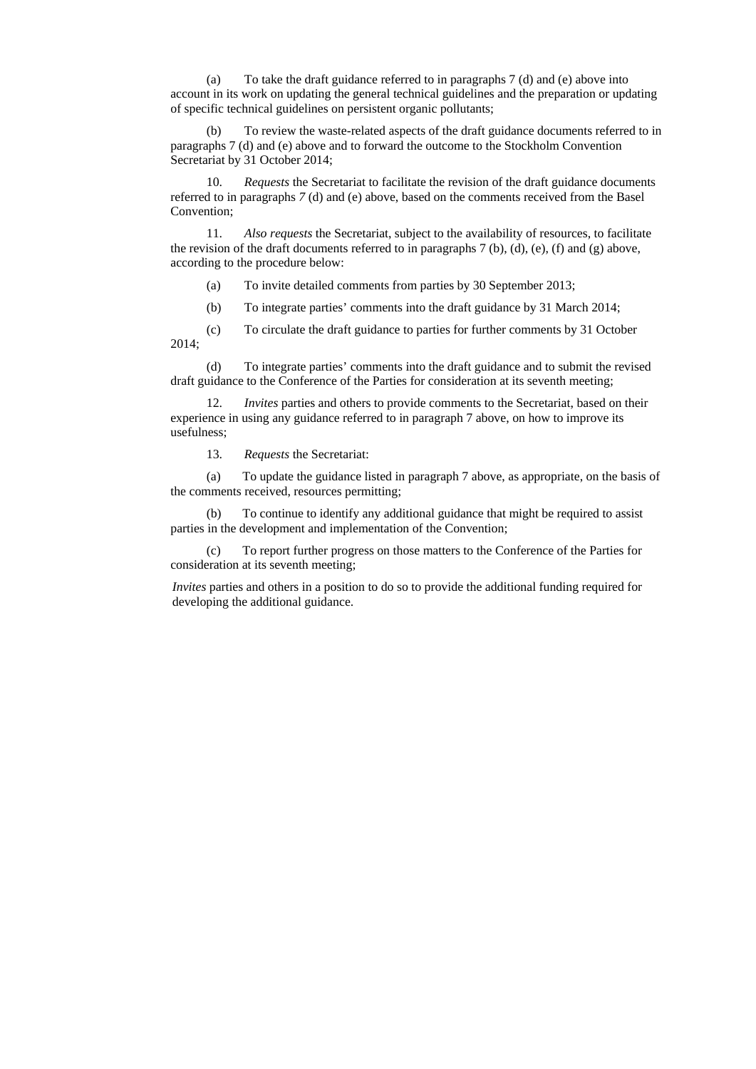(a) To take the draft guidance referred to in paragraphs 7 (d) and (e) above into account in its work on updating the general technical guidelines and the preparation or updating of specific technical guidelines on persistent organic pollutants;

(b) To review the waste-related aspects of the draft guidance documents referred to in paragraphs 7 (d) and (e) above and to forward the outcome to the Stockholm Convention Secretariat by 31 October 2014;

10. *Requests* the Secretariat to facilitate the revision of the draft guidance documents referred to in paragraphs *7* (d) and (e) above, based on the comments received from the Basel Convention;

11. *Also requests* the Secretariat, subject to the availability of resources, to facilitate the revision of the draft documents referred to in paragraphs 7 (b), (d), (e), (f) and (g) above, according to the procedure below:

(a) To invite detailed comments from parties by 30 September 2013;

(b) To integrate parties' comments into the draft guidance by 31 March 2014;

(c) To circulate the draft guidance to parties for further comments by 31 October 2014;

(d) To integrate parties' comments into the draft guidance and to submit the revised draft guidance to the Conference of the Parties for consideration at its seventh meeting;

12. *Invites* parties and others to provide comments to the Secretariat, based on their experience in using any guidance referred to in paragraph 7 above, on how to improve its usefulness;

13. *Requests* the Secretariat:

(a) To update the guidance listed in paragraph 7 above, as appropriate, on the basis of the comments received, resources permitting;

(b) To continue to identify any additional guidance that might be required to assist parties in the development and implementation of the Convention;

(c) To report further progress on those matters to the Conference of the Parties for consideration at its seventh meeting;

*Invites* parties and others in a position to do so to provide the additional funding required for developing the additional guidance.